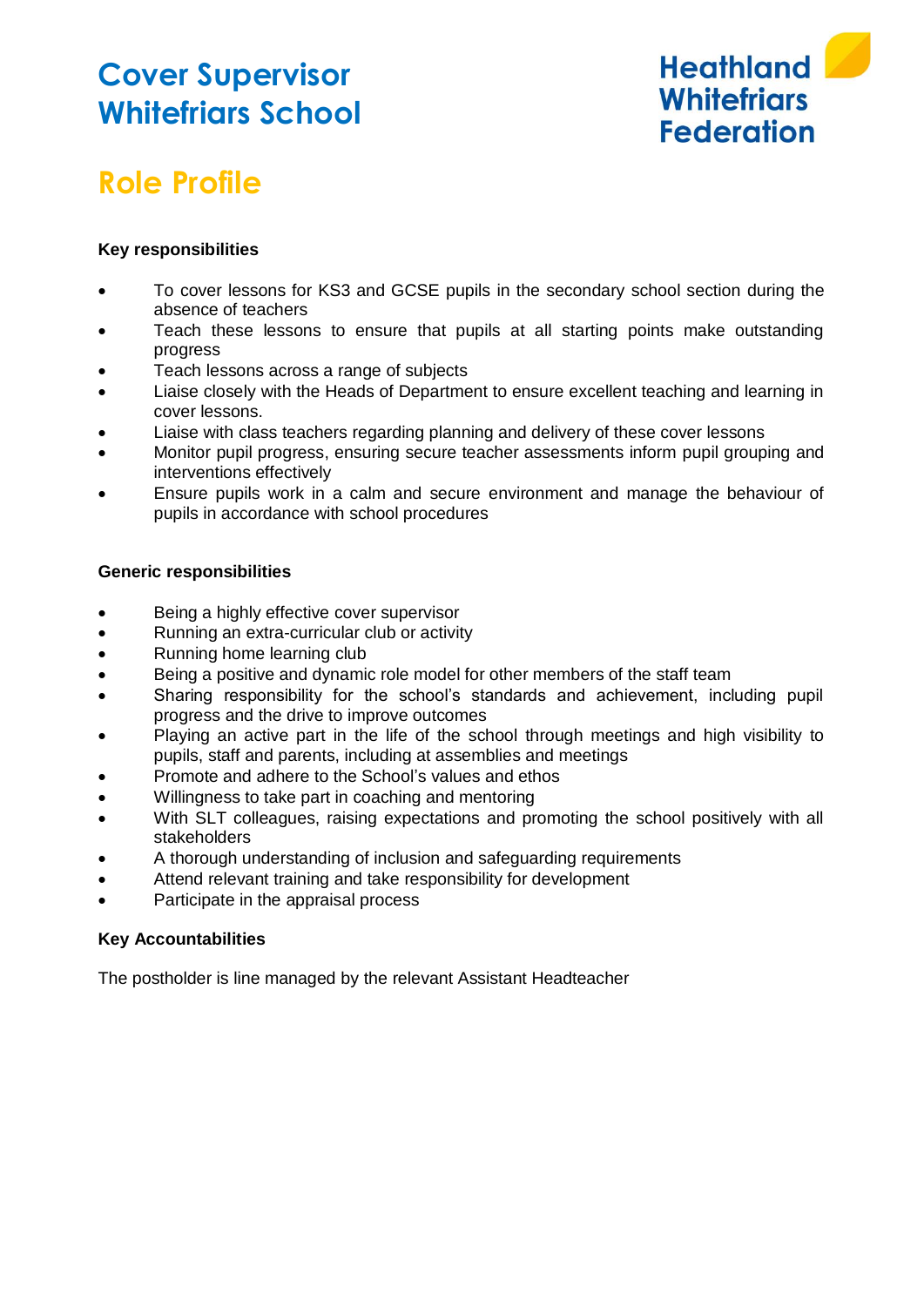# Cover Supervisor Whitefriars School

Heathland Whitefriars Federation

## Role Profile

**Key responsibilities**

- To cover lessons for KS3 and GCSE pupils in the secondary school section during the absence of teachers
- Teach these lessons to ensure that pupils at all starting points make outstanding progress
- Teach lessons across a range of subjects
- Liaise closely with the Heads of Department to ensure excellent teaching and learning in cover lessons.
- Liaise with class teachers regarding planning and delivery of these cover lessons
- Monitor pupil progress, ensuring secure teacher assessments inform pupil grouping and interventions effectively
- Ensure pupils work in a calm and secure environment and manage the behaviour of pupils in accordance with school procedures

**Generic responsibilities**

- Being a highly effective cover supervisor
- Running an extra-curricular club or activity
- Running home learning club
- Being a positive and dynamic role model for other members of the staff team
- Sharing responsibility for the school's standards and achievement, including pupil progress and the drive to improve outcomes
- Playing an active part in the life of the school through meetings and high visibility to pupils, staff and parents, including at assemblies and meetings
- Promote and adhere to the School's values and ethos
- Willingness to take part in coaching and mentoring
- With SLT colleagues, raising expectations and promoting the school positively with all stakeholders
- A thorough understanding of inclusion and safeguarding requirements
- Attend relevant training and take responsibility for development
- Participate in the appraisal process

**Key Accountabilities**

The postholder is line managed by the relevant Assistant Headteacher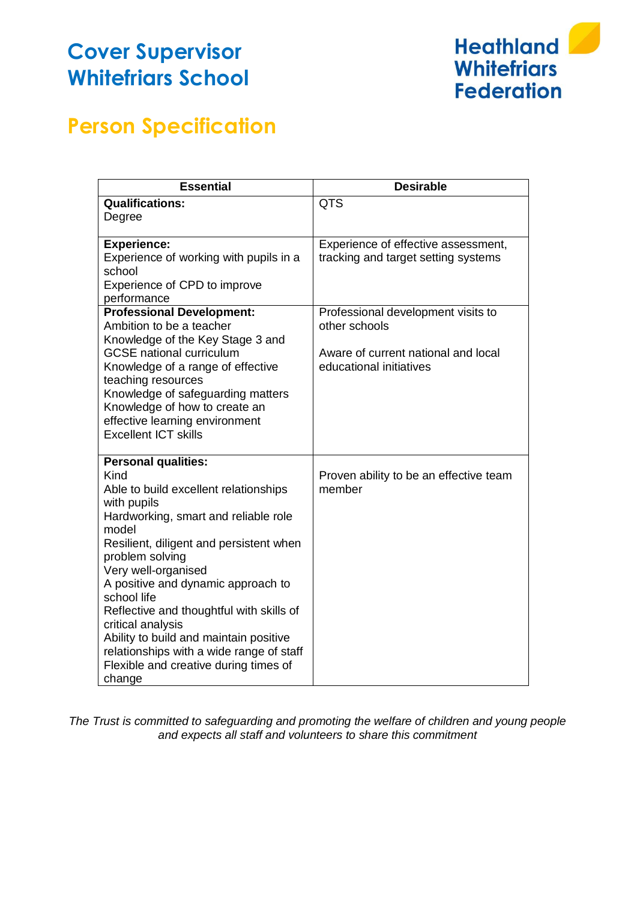# Cover Supervisor
# Whitefriars School

**Heathland Whitefriars Federation**

## Person Specification

| Essential | Desirable |
|---|---|
| **Qualifications:**<br>Degree | QTS |
| **Experience:**<br>Experience of working with pupils in a school<br>Experience of CPD to improve performance | Experience of effective assessment, tracking and target setting systems |
| **Professional Development:**<br>Ambition to be a teacher<br>Knowledge of the Key Stage 3 and GCSE national curriculum<br>Knowledge of a range of effective teaching resources<br>Knowledge of safeguarding matters<br>Knowledge of how to create an effective learning environment<br>Excellent ICT skills | Professional development visits to other schools<br><br>Aware of current national and local educational initiatives |
| **Personal qualities:**<br>Kind<br>Able to build excellent relationships with pupils<br>Hardworking, smart and reliable role model<br>Resilient, diligent and persistent when problem solving<br>Very well-organised<br>A positive and dynamic approach to school life<br>Reflective and thoughtful with skills of critical analysis<br>Ability to build and maintain positive relationships with a wide range of staff<br>Flexible and creative during times of change | Proven ability to be an effective team member |

*The Trust is committed to safeguarding and promoting the welfare of children and young people and expects all staff and volunteers to share this commitment*